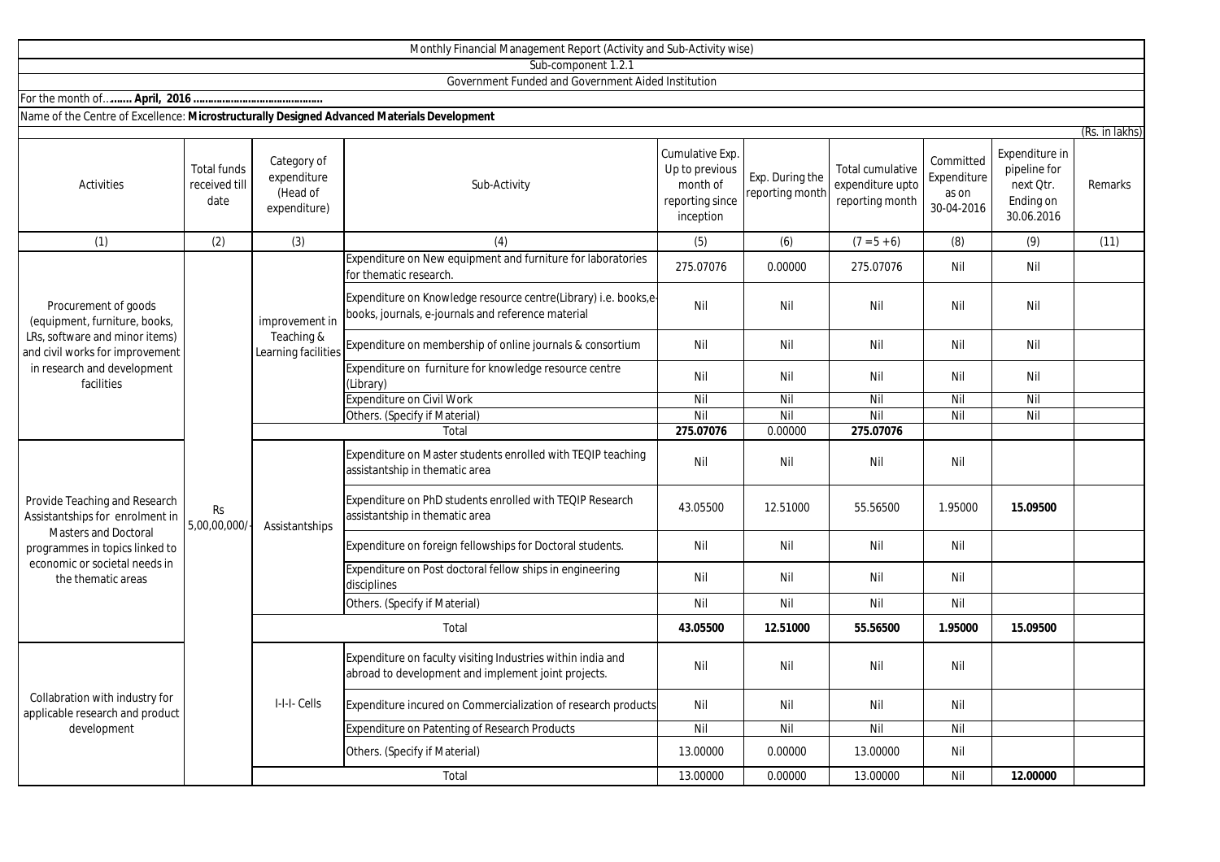Monthly Financial Management Report (Activity and Sub-Activity wise)

Sub-component 1.2.1

Government Funded and Government Aided Institution

For the month of…**…… April, 2016 ……………………………………**

Name of the Centre of Excellence: **Microstructurally Designed Advanced Materials Development**

(Rs. in lakhs)

| Activities | Total funds received till date | Category of expenditure (Head of expenditure) | Sub-Activity | Cumulative Exp. Up to previous month of reporting since inception | Exp. During the reporting month | Total cumulative expenditure upto reporting month | Committed Expenditure as on 30-04-2016 | Expenditure in pipeline for next Qtr. Ending on 30.06.2016 | Remarks |
|---|---|---|---|---|---|---|---|---|---|
| (1) | (2) | (3) | (4) | (5) | (6) | (7 = 5 + 6) | (8) | (9) | (11) |
| Procurement of goods (equipment, furniture, books, LRs, software and minor items) and civil works for improvement in research and development facilities | Rs 5,00,00,000/- | improvement in Teaching & Learning facilities | Expenditure on New equipment and furniture for laboratories for thematic research. | 275.07076 | 0.00000 | 275.07076 | Nil | Nil | |
| | | | Expenditure on Knowledge resource centre(Library) i.e. books,e-books, journals, e-journals and reference material | Nil | Nil | Nil | Nil | Nil | |
| | | | Expenditure on membership of online journals & consortium | Nil | Nil | Nil | Nil | Nil | |
| | | | Expenditure on furniture for knowledge resource centre (Library) | Nil | Nil | Nil | Nil | Nil | |
| | | | Expenditure on Civil Work | Nil | Nil | Nil | Nil | Nil | |
| | | | Others. (Specify if Material) | Nil | Nil | Nil | Nil | Nil | |
| | | | Total | **275.07076** | 0.00000 | **275.07076** | | | |
| Provide Teaching and Research Assistantships for enrolment in Masters and Doctoral programmes in topics linked to economic or societal needs in the thematic areas | | Assistantships | Expenditure on Master students enrolled with TEQIP teaching assistantship in thematic area | Nil | Nil | Nil | Nil | | |
| | | | Expenditure on PhD students enrolled with TEQIP Research assistantship in thematic area | 43.05500 | 12.51000 | 55.56500 | 1.95000 | **15.09500** | |
| | | | Expenditure on foreign fellowships for Doctoral students. | Nil | Nil | Nil | Nil | | |
| | | | Expenditure on Post doctoral fellow ships in engineering disciplines | Nil | Nil | Nil | Nil | | |
| | | | Others. (Specify if Material) | Nil | Nil | Nil | Nil | | |
| | | | Total | **43.05500** | **12.51000** | **55.56500** | **1.95000** | **15.09500** | |
| Collabration with industry for applicable research and product development | | I-I-I- Cells | Expenditure on faculty visiting Industries within india and abroad to development and implement joint projects. | Nil | Nil | Nil | Nil | | |
| | | | Expenditure incured on Commercialization of research products | Nil | Nil | Nil | Nil | | |
| | | | Expenditure on Patenting of Research Products | Nil | Nil | Nil | Nil | | |
| | | | Others. (Specify if Material) | 13.00000 | 0.00000 | 13.00000 | Nil | | |
| | | | Total | 13.00000 | 0.00000 | 13.00000 | Nil | **12.00000** | |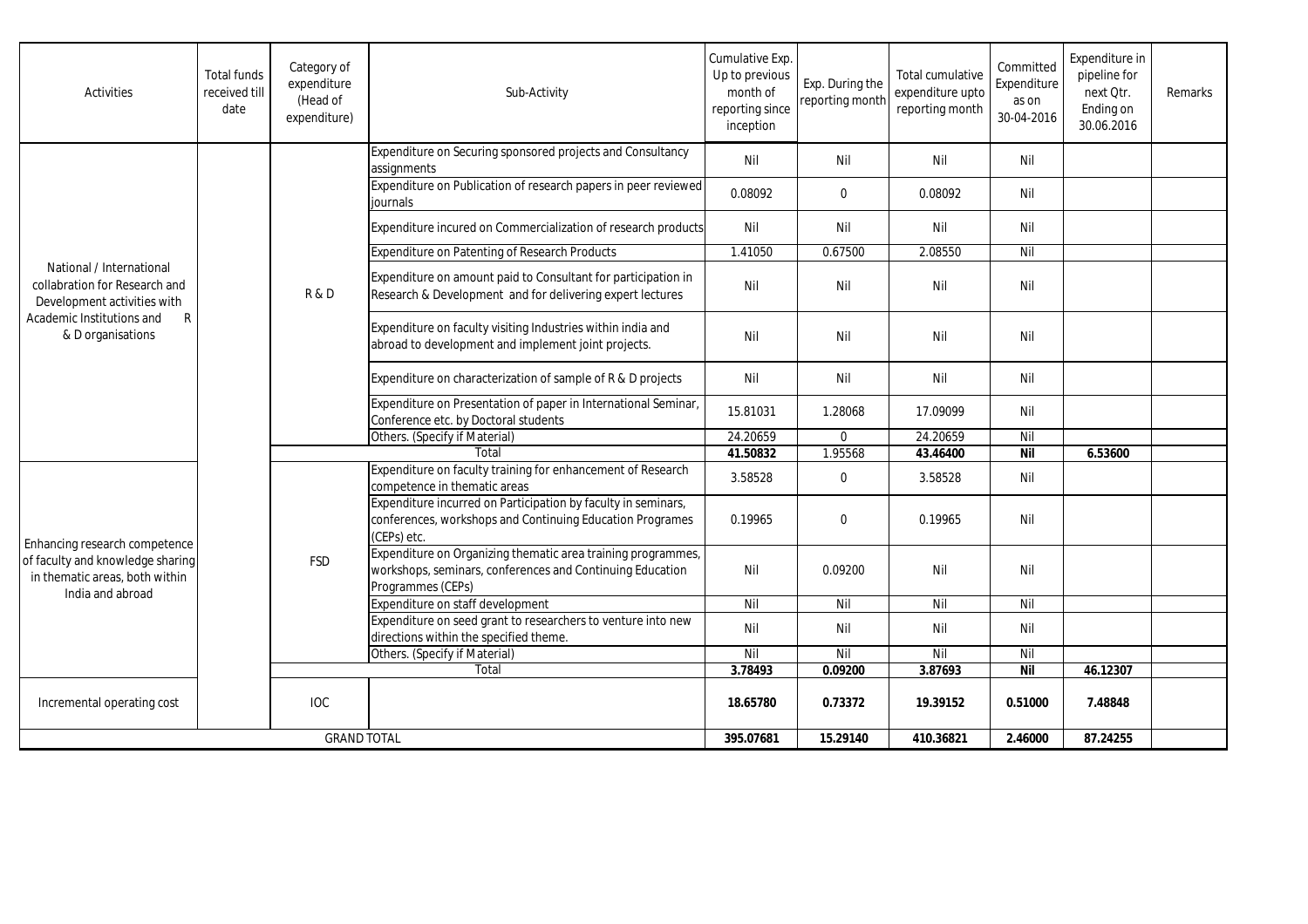| Activities | Total funds received till date | Category of expenditure (Head of expenditure) | Sub-Activity | Cumulative Exp. Up to previous month of reporting since inception | Exp. During the reporting month | Total cumulative expenditure upto reporting month | Committed Expenditure as on 30-04-2016 | Expenditure in pipeline for next Qtr. Ending on 30.06.2016 | Remarks |
|---|---|---|---|---|---|---|---|---|---|
| National / International collabration for Research and Development activities with Academic Institutions and R & D organisations | | R & D | Expenditure on Securing sponsored projects and Consultancy assignments | Nil | Nil | Nil | Nil | | |
| | | | Expenditure on Publication of research papers in peer reviewed journals | 0.08092 | 0 | 0.08092 | Nil | | |
| | | | Expenditure incured on Commercialization of research products | Nil | Nil | Nil | Nil | | |
| | | | Expenditure on Patenting of Research Products | 1.41050 | 0.67500 | 2.08550 | Nil | | |
| | | | Expenditure on amount paid to Consultant for participation in Research & Development and for delivering expert lectures | Nil | Nil | Nil | Nil | | |
| | | | Expenditure on faculty visiting Industries within india and abroad to development and implement joint projects. | Nil | Nil | Nil | Nil | | |
| | | | Expenditure on characterization of sample of R & D projects | Nil | Nil | Nil | Nil | | |
| | | | Expenditure on Presentation of paper in International Seminar, Conference etc. by Doctoral students | 15.81031 | 1.28068 | 17.09099 | Nil | | |
| | | | Others. (Specify if Material) | 24.20659 | 0 | 24.20659 | Nil | | |
| | | | Total | **41.50832** | 1.95568 | **43.46400** | **Nil** | **6.53600** | |
| Enhancing research competence of faculty and knowledge sharing in thematic areas, both within India and abroad | | FSD | Expenditure on faculty training for enhancement of Research competence in thematic areas | 3.58528 | 0 | 3.58528 | Nil | | |
| | | | Expenditure incurred on Participation by faculty in seminars, conferences, workshops and Continuing Education Programes (CEPs) etc. | 0.19965 | 0 | 0.19965 | Nil | | |
| | | | Expenditure on Organizing thematic area training programmes, workshops, seminars, conferences and Continuing Education Programmes (CEPs) | Nil | 0.09200 | Nil | Nil | | |
| | | | Expenditure on staff development | Nil | Nil | Nil | Nil | | |
| | | | Expenditure on seed grant to researchers to venture into new directions within the specified theme. | Nil | Nil | Nil | Nil | | |
| | | | Others. (Specify if Material) | Nil | Nil | Nil | Nil | | |
| | | | Total | **3.78493** | **0.09200** | **3.87693** | **Nil** | **46.12307** | |
| Incremental operating cost | | IOC | | **18.65780** | **0.73372** | **19.39152** | **0.51000** | **7.48848** | |
| GRAND TOTAL | | | | **395.07681** | **15.29140** | **410.36821** | **2.46000** | **87.24255** | |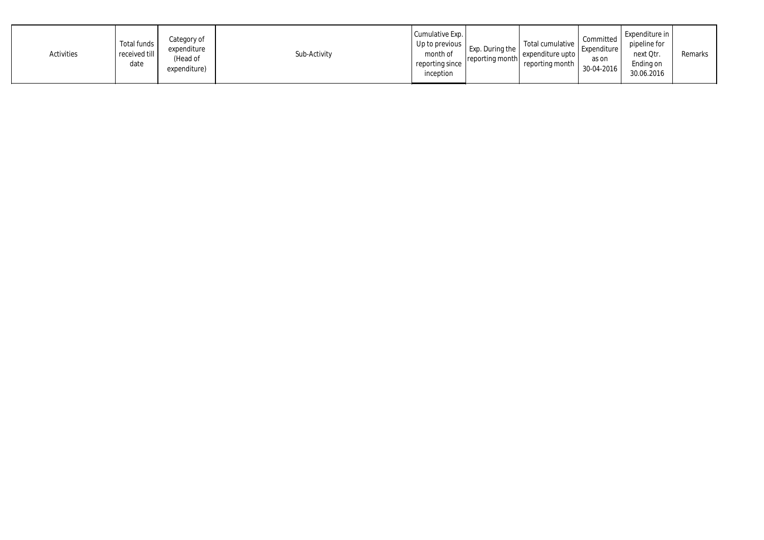| Activities | Total funds received till date | Category of expenditure (Head of expenditure) | Sub-Activity | Cumulative Exp. Up to previous month of reporting since inception | Exp. During the reporting month | Total cumulative expenditure upto reporting month | Committed Expenditure as on 30-04-2016 | Expenditure in pipeline for next Qtr. Ending on 30.06.2016 | Remarks |
|---|---|---|---|---|---|---|---|---|---|